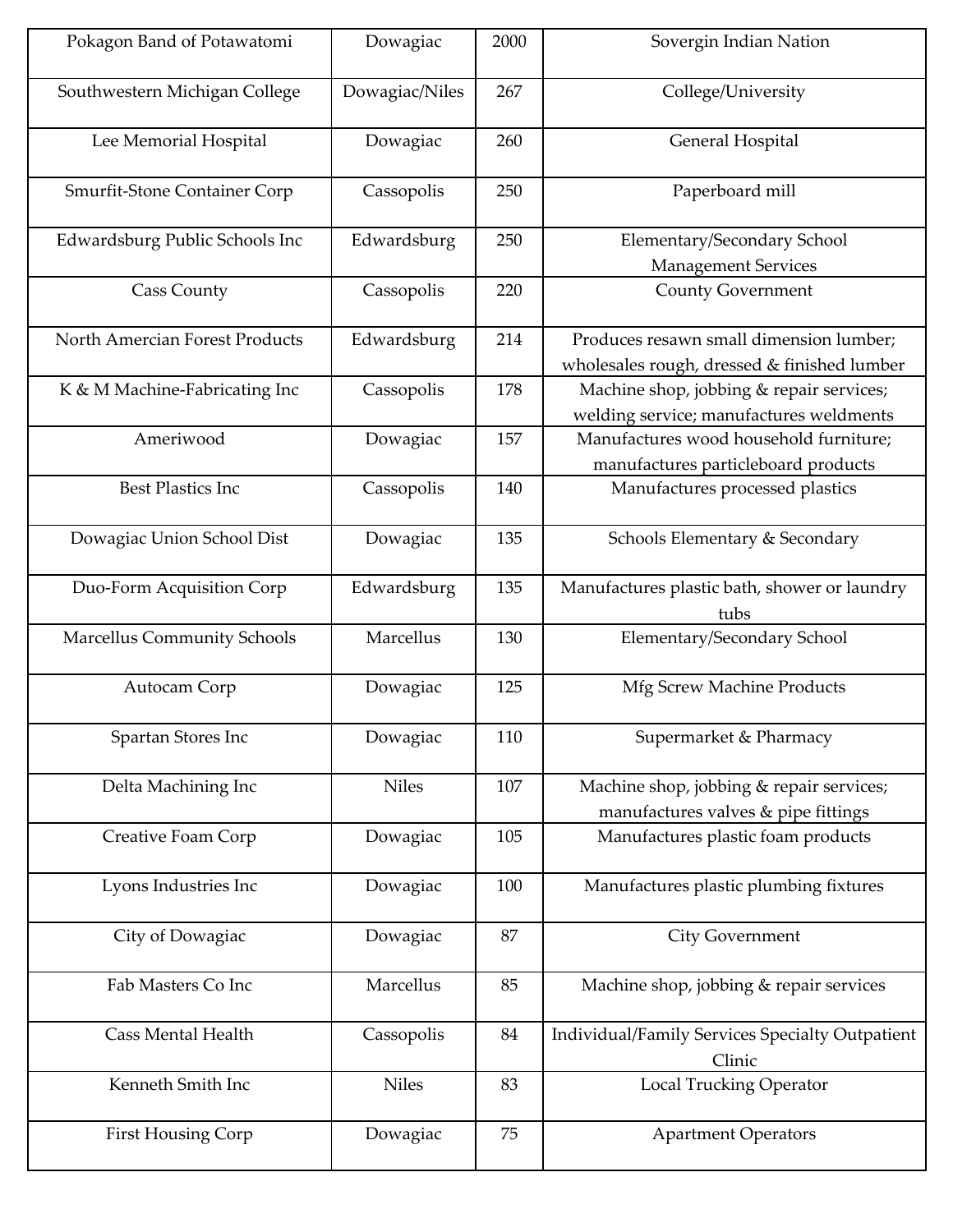| Pokagon Band of Potawatomi | Dowagiac | 2000 | Sovergin Indian Nation |
|---|---|---|---|
| Southwestern Michigan College | Dowagiac/Niles | 267 | College/University |
| Lee Memorial Hospital | Dowagiac | 260 | General Hospital |
| Smurfit-Stone Container Corp | Cassopolis | 250 | Paperboard mill |
| Edwardsburg Public Schools Inc | Edwardsburg | 250 | Elementary/Secondary School Management Services |
| Cass County | Cassopolis | 220 | County Government |
| North Amercian Forest Products | Edwardsburg | 214 | Produces resawn small dimension lumber; wholesales rough, dressed & finished lumber |
| K & M Machine-Fabricating Inc | Cassopolis | 178 | Machine shop, jobbing & repair services; welding service; manufactures weldments |
| Ameriwood | Dowagiac | 157 | Manufactures wood household furniture; manufactures particleboard products |
| Best Plastics Inc | Cassopolis | 140 | Manufactures processed plastics |
| Dowagiac Union School Dist | Dowagiac | 135 | Schools Elementary & Secondary |
| Duo-Form Acquisition Corp | Edwardsburg | 135 | Manufactures plastic bath, shower or laundry tubs |
| Marcellus Community Schools | Marcellus | 130 | Elementary/Secondary School |
| Autocam Corp | Dowagiac | 125 | Mfg Screw Machine Products |
| Spartan Stores Inc | Dowagiac | 110 | Supermarket & Pharmacy |
| Delta Machining Inc | Niles | 107 | Machine shop, jobbing & repair services; manufactures valves & pipe fittings |
| Creative Foam Corp | Dowagiac | 105 | Manufactures plastic foam products |
| Lyons Industries Inc | Dowagiac | 100 | Manufactures plastic plumbing fixtures |
| City of Dowagiac | Dowagiac | 87 | City Government |
| Fab Masters Co Inc | Marcellus | 85 | Machine shop, jobbing & repair services |
| Cass Mental Health | Cassopolis | 84 | Individual/Family Services Specialty Outpatient Clinic |
| Kenneth Smith Inc | Niles | 83 | Local Trucking Operator |
| First Housing Corp | Dowagiac | 75 | Apartment Operators |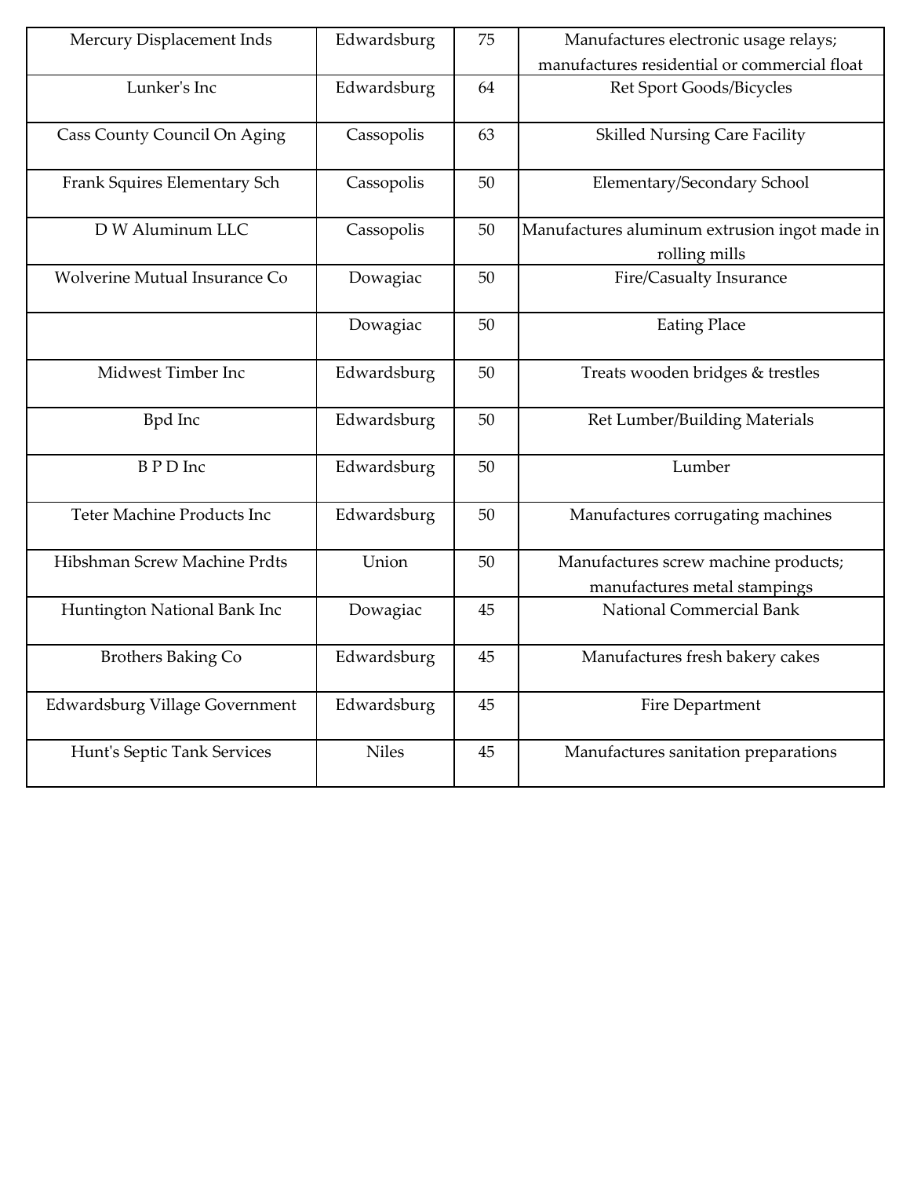| | | | |
|---|---|---|---|
| Mercury Displacement Inds | Edwardsburg | 75 | Manufactures electronic usage relays; manufactures residential or commercial float |
| Lunker's Inc | Edwardsburg | 64 | Ret Sport Goods/Bicycles |
| Cass County Council On Aging | Cassopolis | 63 | Skilled Nursing Care Facility |
| Frank Squires Elementary Sch | Cassopolis | 50 | Elementary/Secondary School |
| D W Aluminum LLC | Cassopolis | 50 | Manufactures aluminum extrusion ingot made in rolling mills |
| Wolverine Mutual Insurance Co | Dowagiac | 50 | Fire/Casualty Insurance |
| | Dowagiac | 50 | Eating Place |
| Midwest Timber Inc | Edwardsburg | 50 | Treats wooden bridges & trestles |
| Bpd Inc | Edwardsburg | 50 | Ret Lumber/Building Materials |
| B P D Inc | Edwardsburg | 50 | Lumber |
| Teter Machine Products Inc | Edwardsburg | 50 | Manufactures corrugating machines |
| Hibshman Screw Machine Prdts | Union | 50 | Manufactures screw machine products; manufactures metal stampings |
| Huntington National Bank Inc | Dowagiac | 45 | National Commercial Bank |
| Brothers Baking Co | Edwardsburg | 45 | Manufactures fresh bakery cakes |
| Edwardsburg Village Government | Edwardsburg | 45 | Fire Department |
| Hunt's Septic Tank Services | Niles | 45 | Manufactures sanitation preparations |